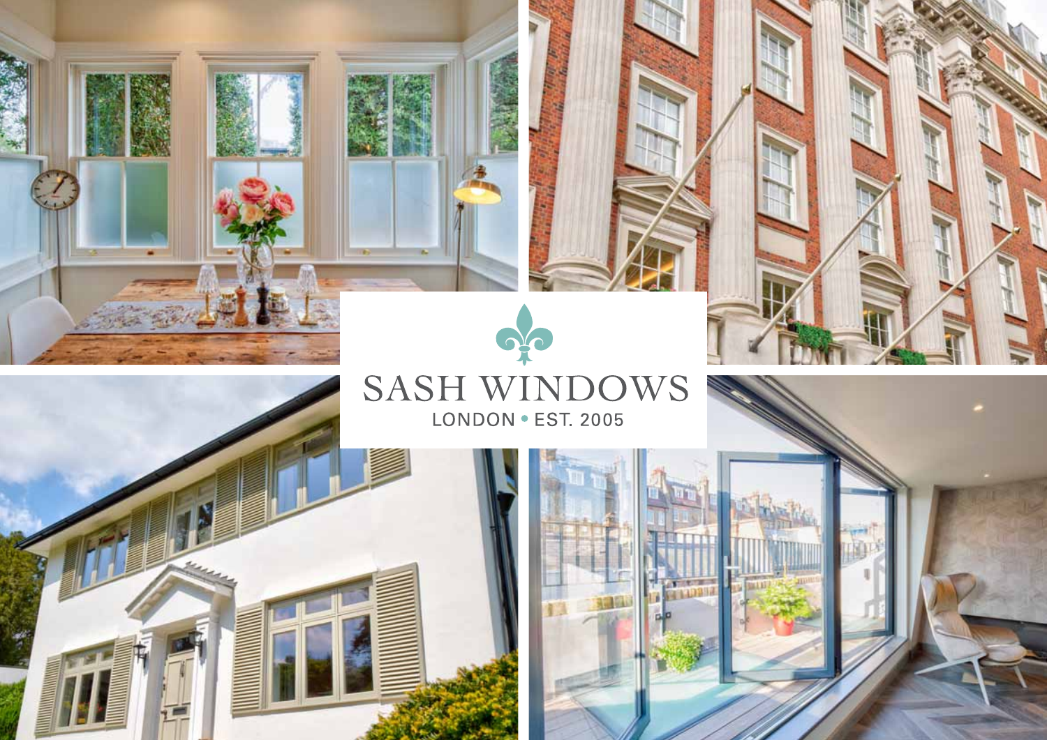# SASH WINDOWS

LONDON • EST. 2005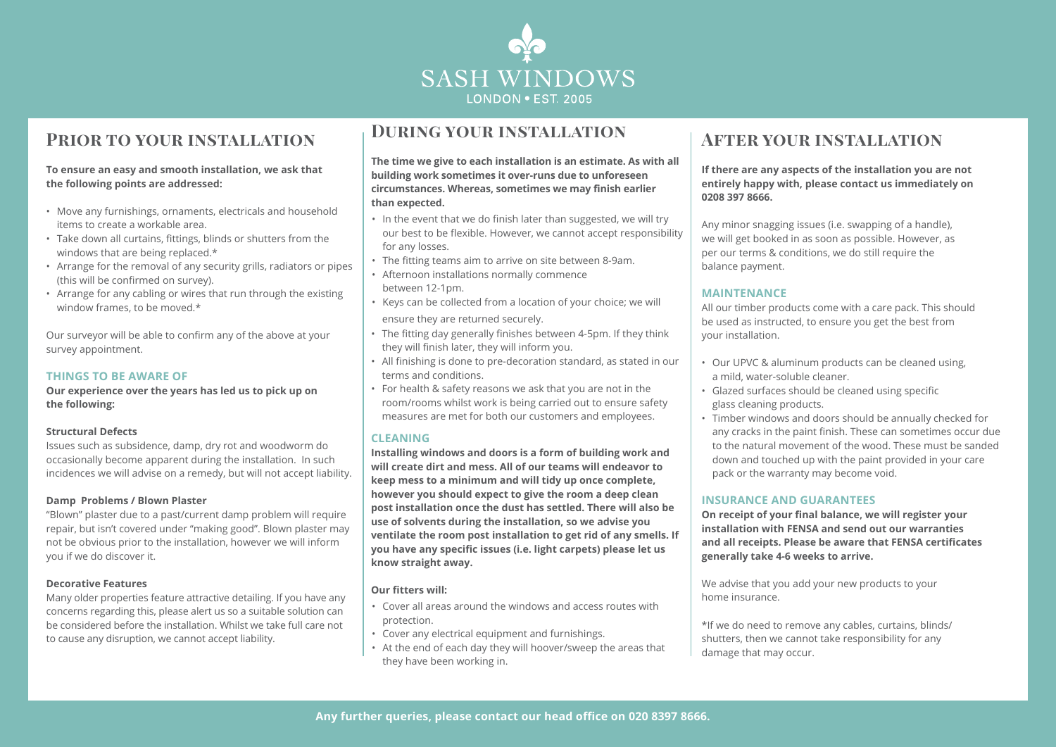SASH WINDOWS

LONDON • EST. 2005

## Prior to your installation

**To ensure an easy and smooth installation, we ask that the following points are addressed:**

- Move any furnishings, ornaments, electricals and household items to create a workable area.
- Take down all curtains, fittings, blinds or shutters from the windows that are being replaced.*
- Arrange for the removal of any security grills, radiators or pipes (this will be confirmed on survey).
- Arrange for any cabling or wires that run through the existing window frames, to be moved.*

Our surveyor will be able to confirm any of the above at your survey appointment.

### THINGS TO BE AWARE OF

**Our experience over the years has led us to pick up on the following:**

**Structural Defects**

Issues such as subsidence, damp, dry rot and woodworm do occasionally become apparent during the installation. In such incidences we will advise on a remedy, but will not accept liability.

**Damp Problems / Blown Plaster**

"Blown" plaster due to a past/current damp problem will require repair, but isn't covered under "making good". Blown plaster may not be obvious prior to the installation, however we will inform you if we do discover it.

**Decorative Features**

Many older properties feature attractive detailing. If you have any concerns regarding this, please alert us so a suitable solution can be considered before the installation. Whilst we take full care not to cause any disruption, we cannot accept liability.

## During your installation

**The time we give to each installation is an estimate. As with all building work sometimes it over-runs due to unforeseen circumstances. Whereas, sometimes we may finish earlier than expected.**

- In the event that we do finish later than suggested, we will try our best to be flexible. However, we cannot accept responsibility for any losses.
- The fitting teams aim to arrive on site between 8-9am.
- Afternoon installations normally commence between 12-1pm.
- Keys can be collected from a location of your choice; we will ensure they are returned securely.
- The fitting day generally finishes between 4-5pm. If they think they will finish later, they will inform you.
- All finishing is done to pre-decoration standard, as stated in our terms and conditions.
- For health & safety reasons we ask that you are not in the room/rooms whilst work is being carried out to ensure safety measures are met for both our customers and employees.

### CLEANING

**Installing windows and doors is a form of building work and will create dirt and mess. All of our teams will endeavor to keep mess to a minimum and will tidy up once complete, however you should expect to give the room a deep clean post installation once the dust has settled. There will also be use of solvents during the installation, so we advise you ventilate the room post installation to get rid of any smells. If you have any specific issues (i.e. light carpets) please let us know straight away.**

**Our fitters will:**

- Cover all areas around the windows and access routes with protection.
- Cover any electrical equipment and furnishings.
- At the end of each day they will hoover/sweep the areas that they have been working in.

## After your installation

**If there are any aspects of the installation you are not entirely happy with, please contact us immediately on 0208 397 8666.**

Any minor snagging issues (i.e. swapping of a handle), we will get booked in as soon as possible. However, as per our terms & conditions, we do still require the balance payment.

### MAINTENANCE

All our timber products come with a care pack. This should be used as instructed, to ensure you get the best from your installation.

- Our UPVC & aluminum products can be cleaned using, a mild, water-soluble cleaner.
- Glazed surfaces should be cleaned using specific glass cleaning products.
- Timber windows and doors should be annually checked for any cracks in the paint finish. These can sometimes occur due to the natural movement of the wood. These must be sanded down and touched up with the paint provided in your care pack or the warranty may become void.

### INSURANCE AND GUARANTEES

**On receipt of your final balance, we will register your installation with FENSA and send out our warranties and all receipts. Please be aware that FENSA certificates generally take 4-6 weeks to arrive.**

We advise that you add your new products to your home insurance.

*If we do need to remove any cables, curtains, blinds/ shutters, then we cannot take responsibility for any damage that may occur.

**Any further queries, please contact our head office on 020 8397 8666.**